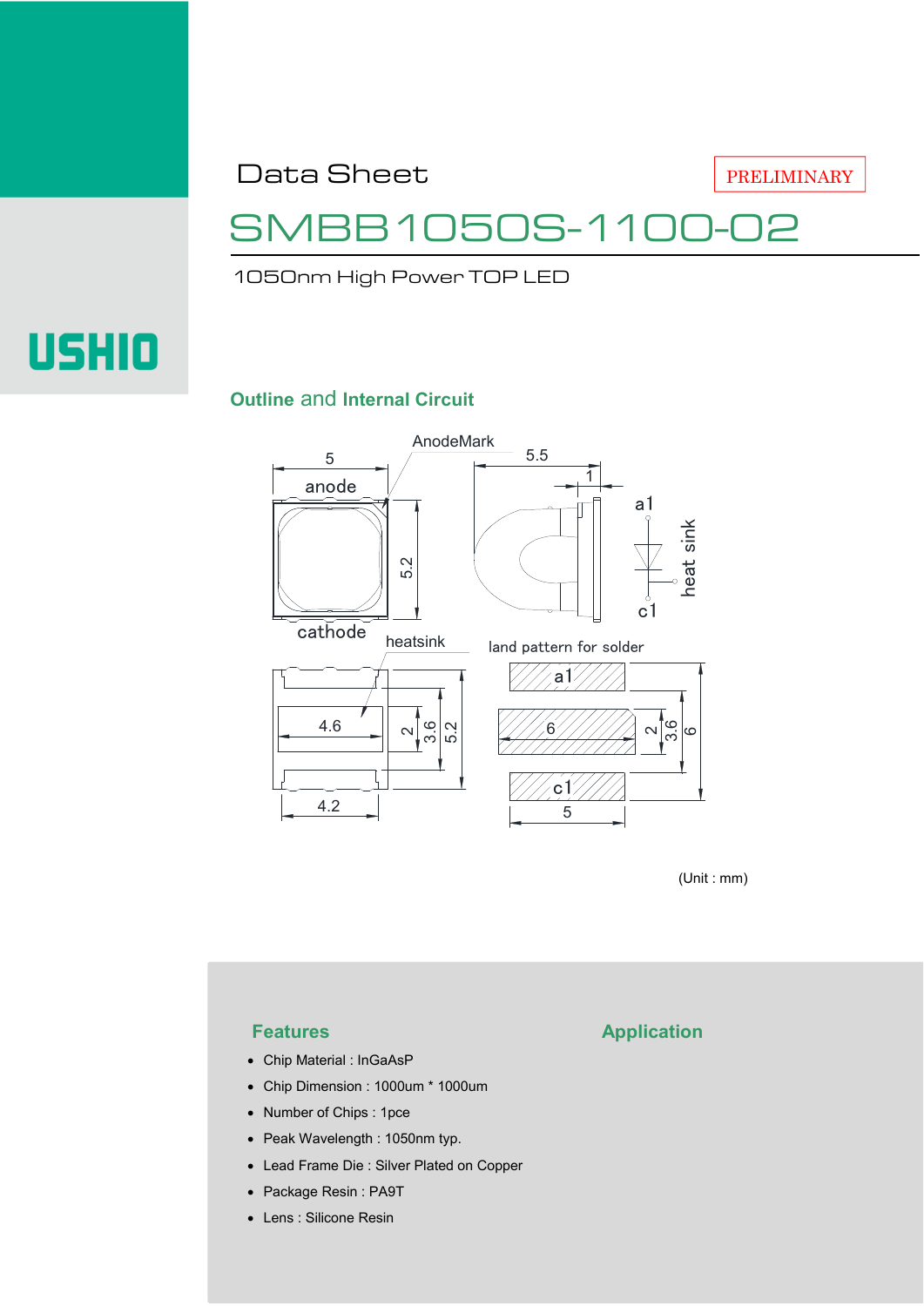Data Sheet

PRELIMINARY

# SMBB1050S-1100-02

1050nm High Power TOP LED

USHIO

## Outline and Internal Circuit

(Unit : mm)

## Features

- Chip Material : InGaAsP
- Chip Dimension : 1000um * 1000um
- Number of Chips : 1pce
- Peak Wavelength : 1050nm typ.
- Lead Frame Die : Silver Plated on Copper
- Package Resin : PA9T
- Lens : Silicone Resin

## Application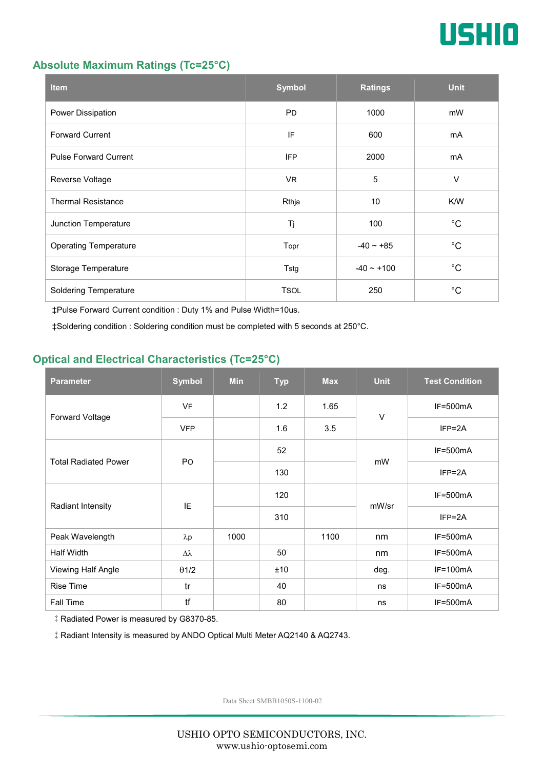## Absolute Maximum Ratings (Tc=25°C)

| Item | Symbol | Ratings | Unit |
|---|---|---|---|
| Power Dissipation | PD | 1000 | mW |
| Forward Current | IF | 600 | mA |
| Pulse Forward Current | IFP | 2000 | mA |
| Reverse Voltage | VR | 5 | V |
| Thermal Resistance | Rthja | 10 | K/W |
| Junction Temperature | Tj | 100 | °C |
| Operating Temperature | Topr | -40 ~ +85 | °C |
| Storage Temperature | Tstg | -40 ~ +100 | °C |
| Soldering Temperature | TSOL | 250 | °C |

‡Pulse Forward Current condition : Duty 1% and Pulse Width=10us.

‡Soldering condition : Soldering condition must be completed with 5 seconds at 250°C.

## Optical and Electrical Characteristics (Tc=25°C)

| Parameter | Symbol | Min | Typ | Max | Unit | Test Condition |
|---|---|---|---|---|---|---|
| Forward Voltage | VF | | 1.2 | 1.65 | V | IF=500mA |
| | VFP | | 1.6 | 3.5 | | IFP=2A |
| Total Radiated Power | PO | | 52 | | mW | IF=500mA |
| | | | 130 | | | IFP=2A |
| Radiant Intensity | IE | | 120 | | mW/sr | IF=500mA |
| | | | 310 | | | IFP=2A |
| Peak Wavelength | $\lambda p$ | 1000 | | 1100 | nm | IF=500mA |
| Half Width | $\Delta\lambda$ | | 50 | | nm | IF=500mA |
| Viewing Half Angle | $\theta 1/2$ | | ±10 | | deg. | IF=100mA |
| Rise Time | tr | | 40 | | ns | IF=500mA |
| Fall Time | tf | | 80 | | ns | IF=500mA |

‡ Radiated Power is measured by G8370-85.

‡ Radiant Intensity is measured by ANDO Optical Multi Meter AQ2140 & AQ2743.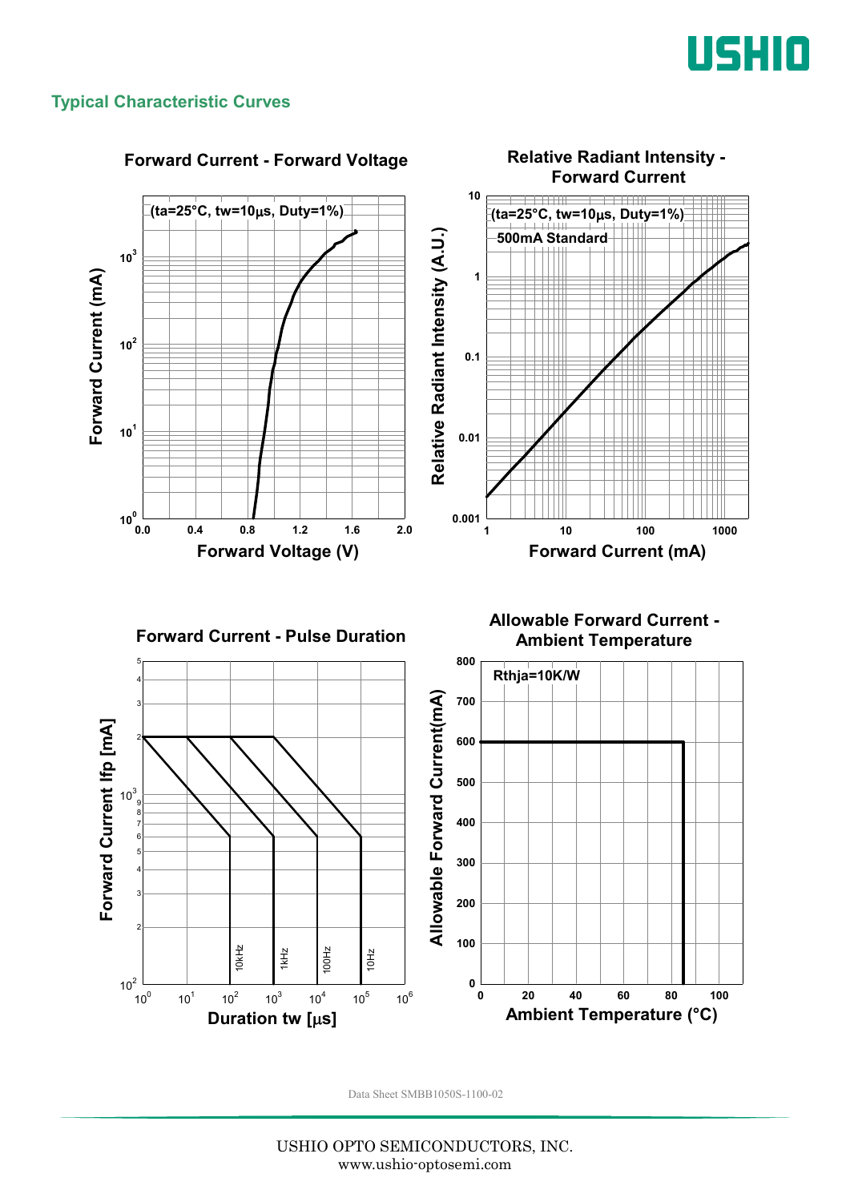## Typical Characteristic Curves

**Forward Current - Forward Voltage**

(ta=25°C, tw=10μs, Duty=1%)

Forward Current (mA) — $10^0$, $10^1$, $10^2$, $10^3$

Forward Voltage (V) — 0.0, 0.4, 0.8, 1.2, 1.6, 2.0

**Relative Radiant Intensity - Forward Current**

(ta=25°C, tw=10μs, Duty=1%)

500mA Standard

Relative Radiant Intensity (A.U.) — 0.001, 0.01, 0.1, 1, 10

Forward Current (mA) — 1, 10, 100, 1000

**Forward Current - Pulse Duration**

Forward Current Ifp [mA] — $10^2$, 2, 3, 4, 5, 6, 7, 8, 9, $10^3$, 2, 3, 4, 5

Duration tw [μs] — $10^0$, $10^1$, $10^2$, $10^3$, $10^4$, $10^5$, $10^6$

10kHz, 1kHz, 100Hz, 10Hz

**Allowable Forward Current - Ambient Temperature**

Rthja=10K/W

Allowable Forward Current(mA) — 0, 100, 200, 300, 400, 500, 600, 700, 800

Ambient Temperature (°C) — 0, 20, 40, 60, 80, 100

Data Sheet SMBB1050S-1100-02

USHIO OPTO SEMICONDUCTORS, INC.
www.ushio-optosemi.com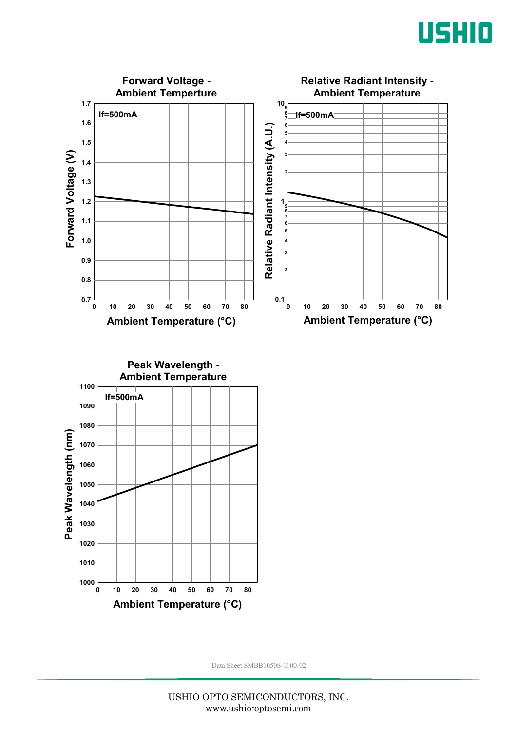**Forward Voltage - Ambient Temperture**

If=500mA

Forward Voltage (V) vs. Ambient Temperature (°C)

**Relative Radiant Intensity - Ambient Temperature**

If=500mA

Relative Radiant Intensity (A.U.) vs. Ambient Temperature (°C)

**Peak Wavelength - Ambient Temperature**

If=500mA

Peak Wavelength (nm) vs. Ambient Temperature (°C)

Data Sheet SMBB1050S-1100-02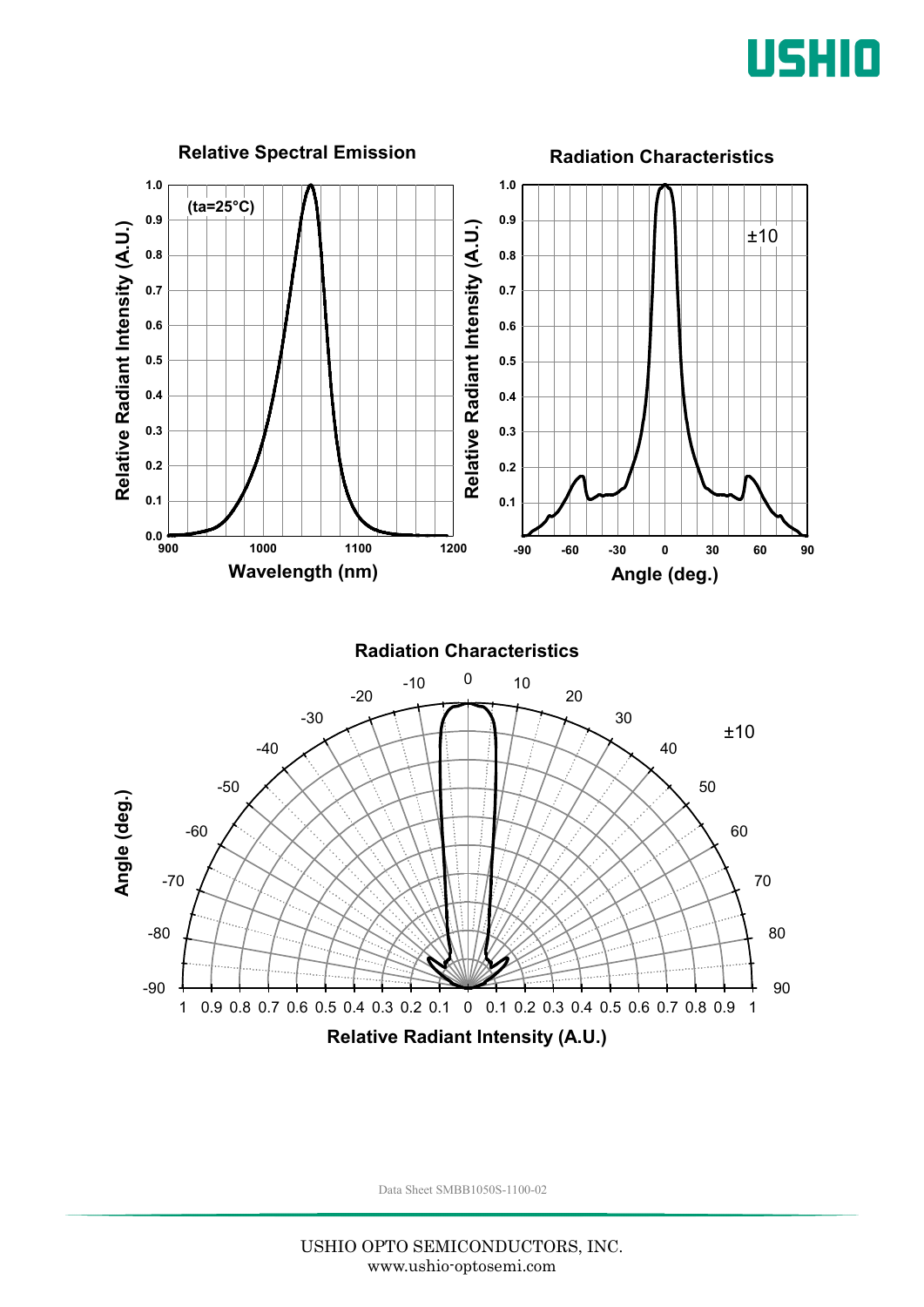## Relative Spectral Emission

(ta=25°C)

Relative Radiant Intensity (A.U.) vs. Wavelength (nm)

## Radiation Characteristics

±10

Relative Radiant Intensity (A.U.) vs. Angle (deg.)

## Radiation Characteristics

±10

Angle (deg.) vs. Relative Radiant Intensity (A.U.)

Data Sheet SMBB1050S-1100-02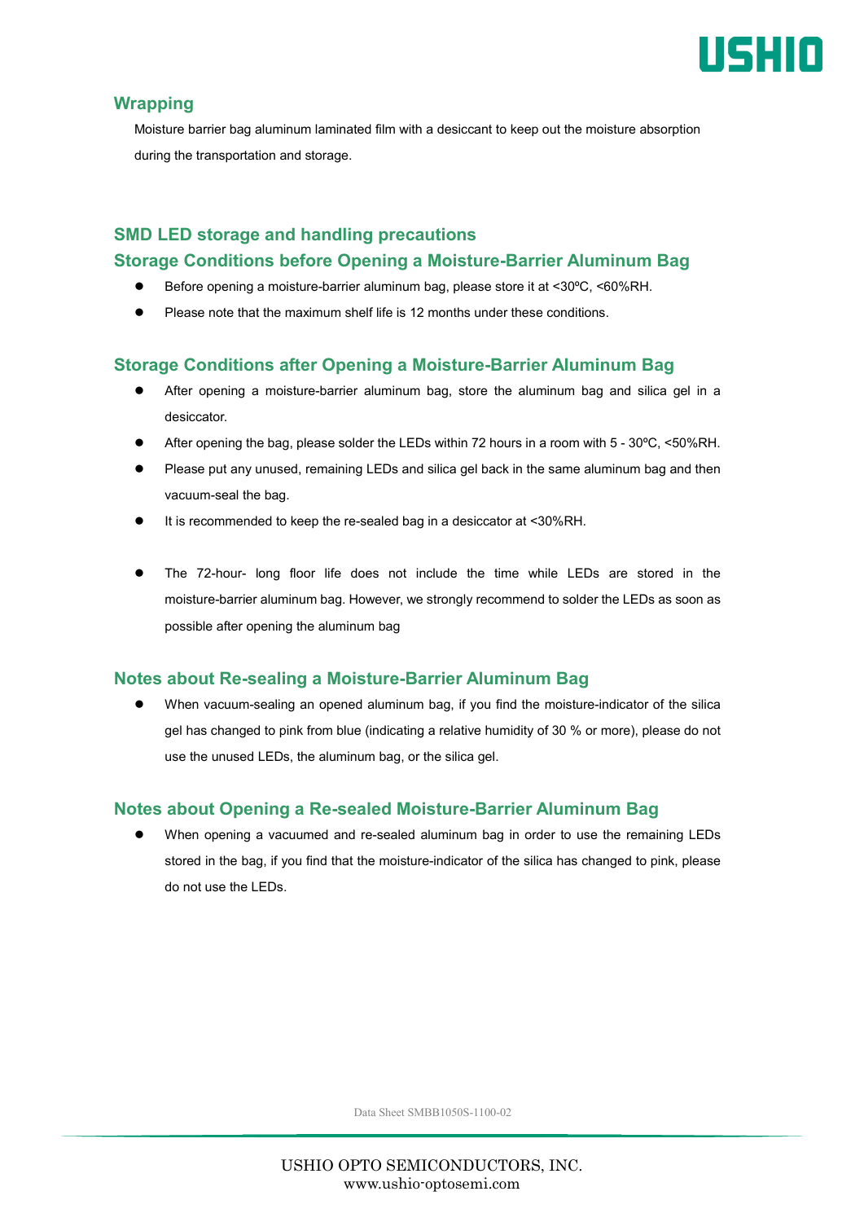## Wrapping

Moisture barrier bag aluminum laminated film with a desiccant to keep out the moisture absorption during the transportation and storage.

## SMD LED storage and handling precautions

### Storage Conditions before Opening a Moisture-Barrier Aluminum Bag

- Before opening a moisture-barrier aluminum bag, please store it at <30ºC, <60%RH.
- Please note that the maximum shelf life is 12 months under these conditions.

### Storage Conditions after Opening a Moisture-Barrier Aluminum Bag

- After opening a moisture-barrier aluminum bag, store the aluminum bag and silica gel in a desiccator.
- After opening the bag, please solder the LEDs within 72 hours in a room with 5 - 30ºC, <50%RH.
- Please put any unused, remaining LEDs and silica gel back in the same aluminum bag and then vacuum-seal the bag.
- It is recommended to keep the re-sealed bag in a desiccator at <30%RH.

- The 72-hour- long floor life does not include the time while LEDs are stored in the moisture-barrier aluminum bag. However, we strongly recommend to solder the LEDs as soon as possible after opening the aluminum bag

### Notes about Re-sealing a Moisture-Barrier Aluminum Bag

- When vacuum-sealing an opened aluminum bag, if you find the moisture-indicator of the silica gel has changed to pink from blue (indicating a relative humidity of 30 % or more), please do not use the unused LEDs, the aluminum bag, or the silica gel.

### Notes about Opening a Re-sealed Moisture-Barrier Aluminum Bag

- When opening a vacuumed and re-sealed aluminum bag in order to use the remaining LEDs stored in the bag, if you find that the moisture-indicator of the silica has changed to pink, please do not use the LEDs.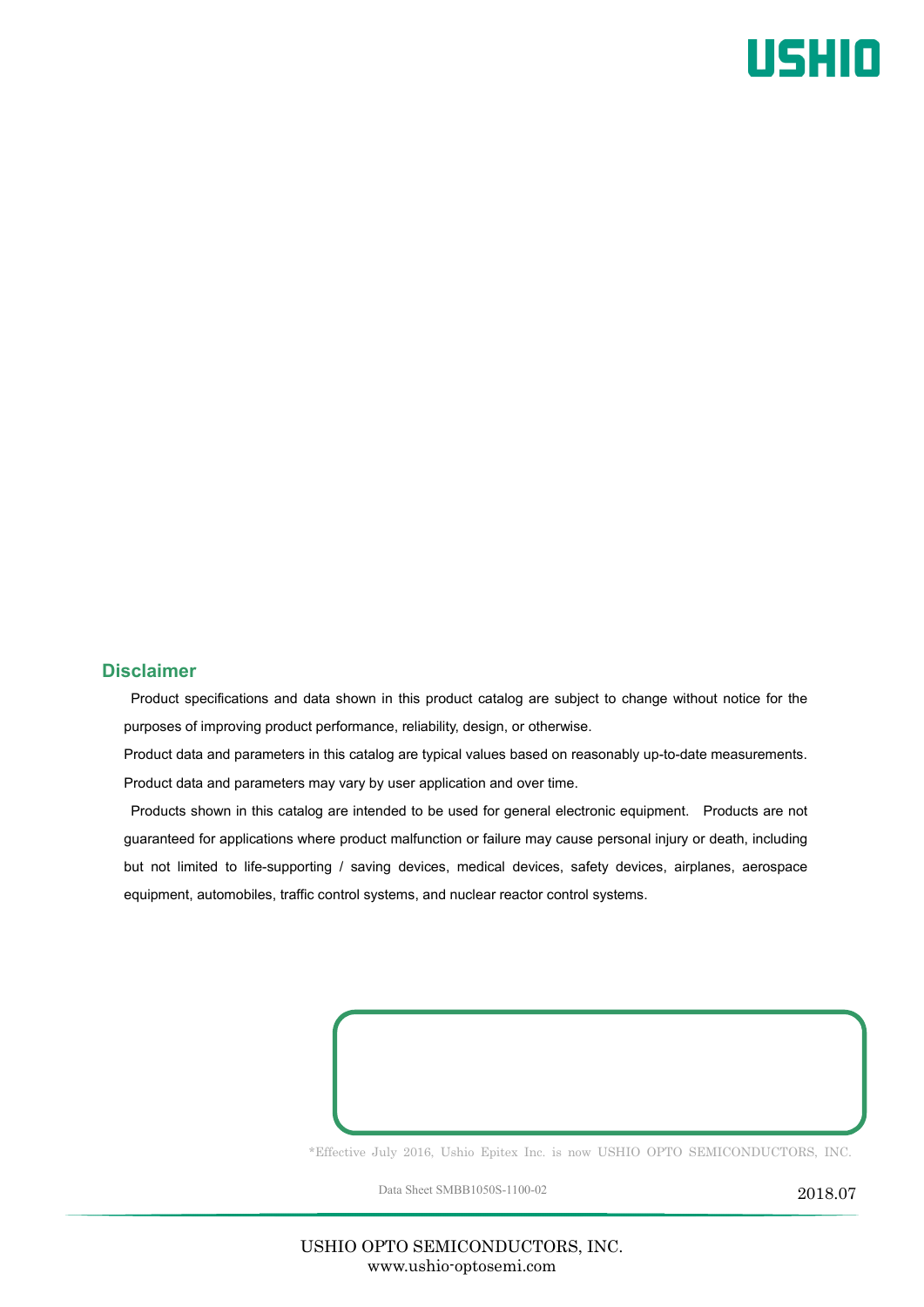## Disclaimer

Product specifications and data shown in this product catalog are subject to change without notice for the purposes of improving product performance, reliability, design, or otherwise.

Product data and parameters in this catalog are typical values based on reasonably up-to-date measurements. Product data and parameters may vary by user application and over time.

Products shown in this catalog are intended to be used for general electronic equipment. Products are not guaranteed for applications where product malfunction or failure may cause personal injury or death, including but not limited to life-supporting / saving devices, medical devices, safety devices, airplanes, aerospace equipment, automobiles, traffic control systems, and nuclear reactor control systems.

*Effective July 2016, Ushio Epitex Inc. is now USHIO OPTO SEMICONDUCTORS, INC.

Data Sheet SMBB1050S-1100-02

2018.07

USHIO OPTO SEMICONDUCTORS, INC.
www.ushio-optosemi.com